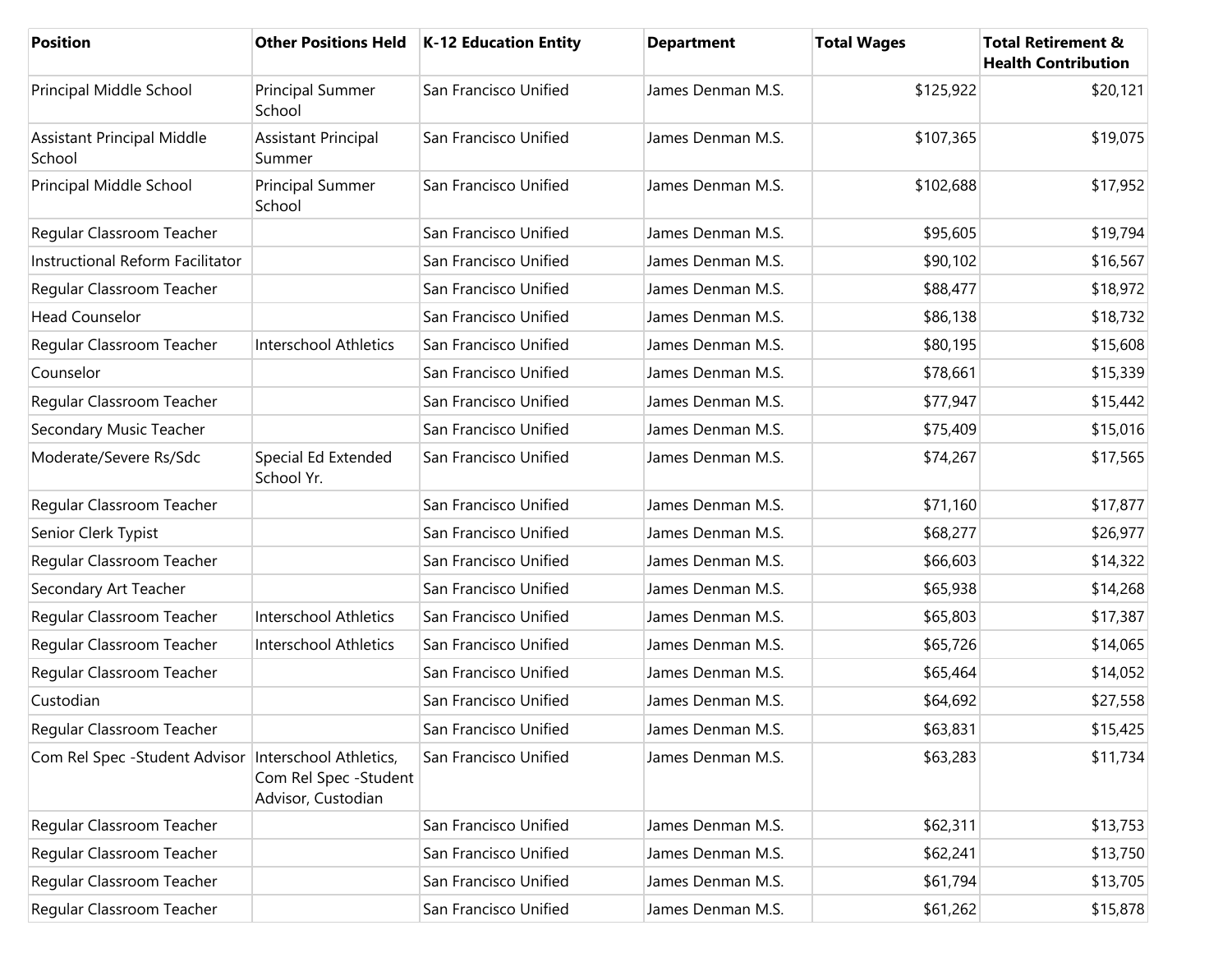| Position | Other Positions Held | K-12 Education Entity | Department | Total Wages | Total Retirement & Health Contribution |
|---|---|---|---|---|---|
| Principal Middle School | Principal Summer School | San Francisco Unified | James Denman M.S. | $125,922 | $20,121 |
| Assistant Principal Middle School | Assistant Principal Summer | San Francisco Unified | James Denman M.S. | $107,365 | $19,075 |
| Principal Middle School | Principal Summer School | San Francisco Unified | James Denman M.S. | $102,688 | $17,952 |
| Regular Classroom Teacher | | San Francisco Unified | James Denman M.S. | $95,605 | $19,794 |
| Instructional Reform Facilitator | | San Francisco Unified | James Denman M.S. | $90,102 | $16,567 |
| Regular Classroom Teacher | | San Francisco Unified | James Denman M.S. | $88,477 | $18,972 |
| Head Counselor | | San Francisco Unified | James Denman M.S. | $86,138 | $18,732 |
| Regular Classroom Teacher | Interschool Athletics | San Francisco Unified | James Denman M.S. | $80,195 | $15,608 |
| Counselor | | San Francisco Unified | James Denman M.S. | $78,661 | $15,339 |
| Regular Classroom Teacher | | San Francisco Unified | James Denman M.S. | $77,947 | $15,442 |
| Secondary Music Teacher | | San Francisco Unified | James Denman M.S. | $75,409 | $15,016 |
| Moderate/Severe Rs/Sdc | Special Ed Extended School Yr. | San Francisco Unified | James Denman M.S. | $74,267 | $17,565 |
| Regular Classroom Teacher | | San Francisco Unified | James Denman M.S. | $71,160 | $17,877 |
| Senior Clerk Typist | | San Francisco Unified | James Denman M.S. | $68,277 | $26,977 |
| Regular Classroom Teacher | | San Francisco Unified | James Denman M.S. | $66,603 | $14,322 |
| Secondary Art Teacher | | San Francisco Unified | James Denman M.S. | $65,938 | $14,268 |
| Regular Classroom Teacher | Interschool Athletics | San Francisco Unified | James Denman M.S. | $65,803 | $17,387 |
| Regular Classroom Teacher | Interschool Athletics | San Francisco Unified | James Denman M.S. | $65,726 | $14,065 |
| Regular Classroom Teacher | | San Francisco Unified | James Denman M.S. | $65,464 | $14,052 |
| Custodian | | San Francisco Unified | James Denman M.S. | $64,692 | $27,558 |
| Regular Classroom Teacher | | San Francisco Unified | James Denman M.S. | $63,831 | $15,425 |
| Com Rel Spec -Student Advisor | Interschool Athletics, Com Rel Spec -Student Advisor, Custodian | San Francisco Unified | James Denman M.S. | $63,283 | $11,734 |
| Regular Classroom Teacher | | San Francisco Unified | James Denman M.S. | $62,311 | $13,753 |
| Regular Classroom Teacher | | San Francisco Unified | James Denman M.S. | $62,241 | $13,750 |
| Regular Classroom Teacher | | San Francisco Unified | James Denman M.S. | $61,794 | $13,705 |
| Regular Classroom Teacher | | San Francisco Unified | James Denman M.S. | $61,262 | $15,878 |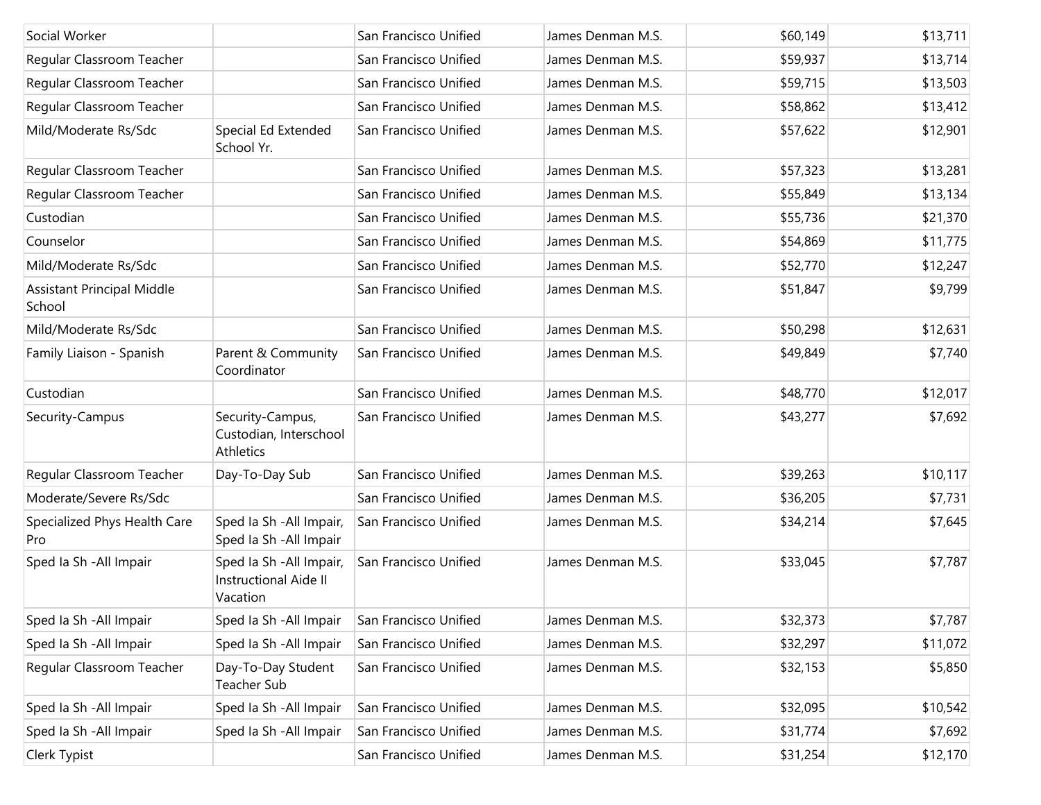| | | | | | |
|---|---|---|---|---|---|
| Social Worker | | San Francisco Unified | James Denman M.S. | $60,149 | $13,711 |
| Regular Classroom Teacher | | San Francisco Unified | James Denman M.S. | $59,937 | $13,714 |
| Regular Classroom Teacher | | San Francisco Unified | James Denman M.S. | $59,715 | $13,503 |
| Regular Classroom Teacher | | San Francisco Unified | James Denman M.S. | $58,862 | $13,412 |
| Mild/Moderate Rs/Sdc | Special Ed Extended School Yr. | San Francisco Unified | James Denman M.S. | $57,622 | $12,901 |
| Regular Classroom Teacher | | San Francisco Unified | James Denman M.S. | $57,323 | $13,281 |
| Regular Classroom Teacher | | San Francisco Unified | James Denman M.S. | $55,849 | $13,134 |
| Custodian | | San Francisco Unified | James Denman M.S. | $55,736 | $21,370 |
| Counselor | | San Francisco Unified | James Denman M.S. | $54,869 | $11,775 |
| Mild/Moderate Rs/Sdc | | San Francisco Unified | James Denman M.S. | $52,770 | $12,247 |
| Assistant Principal Middle School | | San Francisco Unified | James Denman M.S. | $51,847 | $9,799 |
| Mild/Moderate Rs/Sdc | | San Francisco Unified | James Denman M.S. | $50,298 | $12,631 |
| Family Liaison - Spanish | Parent & Community Coordinator | San Francisco Unified | James Denman M.S. | $49,849 | $7,740 |
| Custodian | | San Francisco Unified | James Denman M.S. | $48,770 | $12,017 |
| Security-Campus | Security-Campus, Custodian, Interschool Athletics | San Francisco Unified | James Denman M.S. | $43,277 | $7,692 |
| Regular Classroom Teacher | Day-To-Day Sub | San Francisco Unified | James Denman M.S. | $39,263 | $10,117 |
| Moderate/Severe Rs/Sdc | | San Francisco Unified | James Denman M.S. | $36,205 | $7,731 |
| Specialized Phys Health Care Pro | Sped Ia Sh -All Impair, Sped Ia Sh -All Impair | San Francisco Unified | James Denman M.S. | $34,214 | $7,645 |
| Sped Ia Sh -All Impair | Sped Ia Sh -All Impair, Instructional Aide II Vacation | San Francisco Unified | James Denman M.S. | $33,045 | $7,787 |
| Sped Ia Sh -All Impair | Sped Ia Sh -All Impair | San Francisco Unified | James Denman M.S. | $32,373 | $7,787 |
| Sped Ia Sh -All Impair | Sped Ia Sh -All Impair | San Francisco Unified | James Denman M.S. | $32,297 | $11,072 |
| Regular Classroom Teacher | Day-To-Day Student Teacher Sub | San Francisco Unified | James Denman M.S. | $32,153 | $5,850 |
| Sped Ia Sh -All Impair | Sped Ia Sh -All Impair | San Francisco Unified | James Denman M.S. | $32,095 | $10,542 |
| Sped Ia Sh -All Impair | Sped Ia Sh -All Impair | San Francisco Unified | James Denman M.S. | $31,774 | $7,692 |
| Clerk Typist | | San Francisco Unified | James Denman M.S. | $31,254 | $12,170 |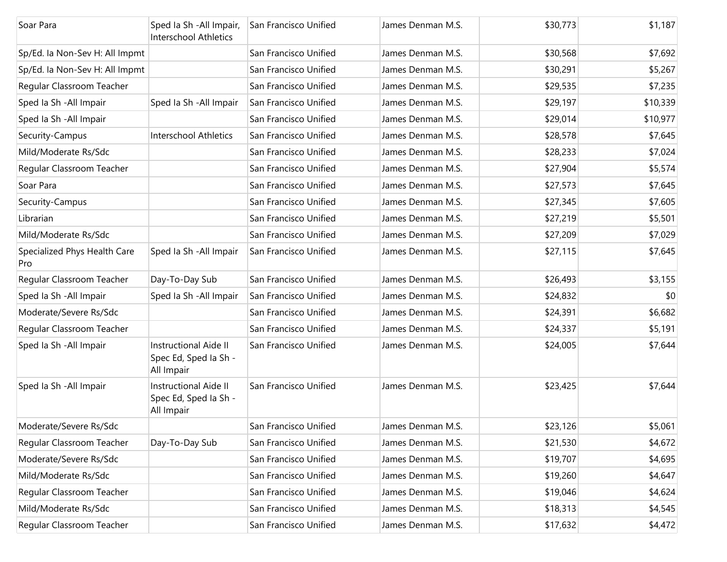| | | | | | |
|---|---|---|---|---|---|
| Soar Para | Sped Ia Sh -All Impair, Interschool Athletics | San Francisco Unified | James Denman M.S. | $30,773 | $1,187 |
| Sp/Ed. Ia Non-Sev H: All Impmt | | San Francisco Unified | James Denman M.S. | $30,568 | $7,692 |
| Sp/Ed. Ia Non-Sev H: All Impmt | | San Francisco Unified | James Denman M.S. | $30,291 | $5,267 |
| Regular Classroom Teacher | | San Francisco Unified | James Denman M.S. | $29,535 | $7,235 |
| Sped Ia Sh -All Impair | Sped Ia Sh -All Impair | San Francisco Unified | James Denman M.S. | $29,197 | $10,339 |
| Sped Ia Sh -All Impair | | San Francisco Unified | James Denman M.S. | $29,014 | $10,977 |
| Security-Campus | Interschool Athletics | San Francisco Unified | James Denman M.S. | $28,578 | $7,645 |
| Mild/Moderate Rs/Sdc | | San Francisco Unified | James Denman M.S. | $28,233 | $7,024 |
| Regular Classroom Teacher | | San Francisco Unified | James Denman M.S. | $27,904 | $5,574 |
| Soar Para | | San Francisco Unified | James Denman M.S. | $27,573 | $7,645 |
| Security-Campus | | San Francisco Unified | James Denman M.S. | $27,345 | $7,605 |
| Librarian | | San Francisco Unified | James Denman M.S. | $27,219 | $5,501 |
| Mild/Moderate Rs/Sdc | | San Francisco Unified | James Denman M.S. | $27,209 | $7,029 |
| Specialized Phys Health Care Pro | Sped Ia Sh -All Impair | San Francisco Unified | James Denman M.S. | $27,115 | $7,645 |
| Regular Classroom Teacher | Day-To-Day Sub | San Francisco Unified | James Denman M.S. | $26,493 | $3,155 |
| Sped Ia Sh -All Impair | Sped Ia Sh -All Impair | San Francisco Unified | James Denman M.S. | $24,832 | $0 |
| Moderate/Severe Rs/Sdc | | San Francisco Unified | James Denman M.S. | $24,391 | $6,682 |
| Regular Classroom Teacher | | San Francisco Unified | James Denman M.S. | $24,337 | $5,191 |
| Sped Ia Sh -All Impair | Instructional Aide II Spec Ed, Sped Ia Sh -All Impair | San Francisco Unified | James Denman M.S. | $24,005 | $7,644 |
| Sped Ia Sh -All Impair | Instructional Aide II Spec Ed, Sped Ia Sh -All Impair | San Francisco Unified | James Denman M.S. | $23,425 | $7,644 |
| Moderate/Severe Rs/Sdc | | San Francisco Unified | James Denman M.S. | $23,126 | $5,061 |
| Regular Classroom Teacher | Day-To-Day Sub | San Francisco Unified | James Denman M.S. | $21,530 | $4,672 |
| Moderate/Severe Rs/Sdc | | San Francisco Unified | James Denman M.S. | $19,707 | $4,695 |
| Mild/Moderate Rs/Sdc | | San Francisco Unified | James Denman M.S. | $19,260 | $4,647 |
| Regular Classroom Teacher | | San Francisco Unified | James Denman M.S. | $19,046 | $4,624 |
| Mild/Moderate Rs/Sdc | | San Francisco Unified | James Denman M.S. | $18,313 | $4,545 |
| Regular Classroom Teacher | | San Francisco Unified | James Denman M.S. | $17,632 | $4,472 |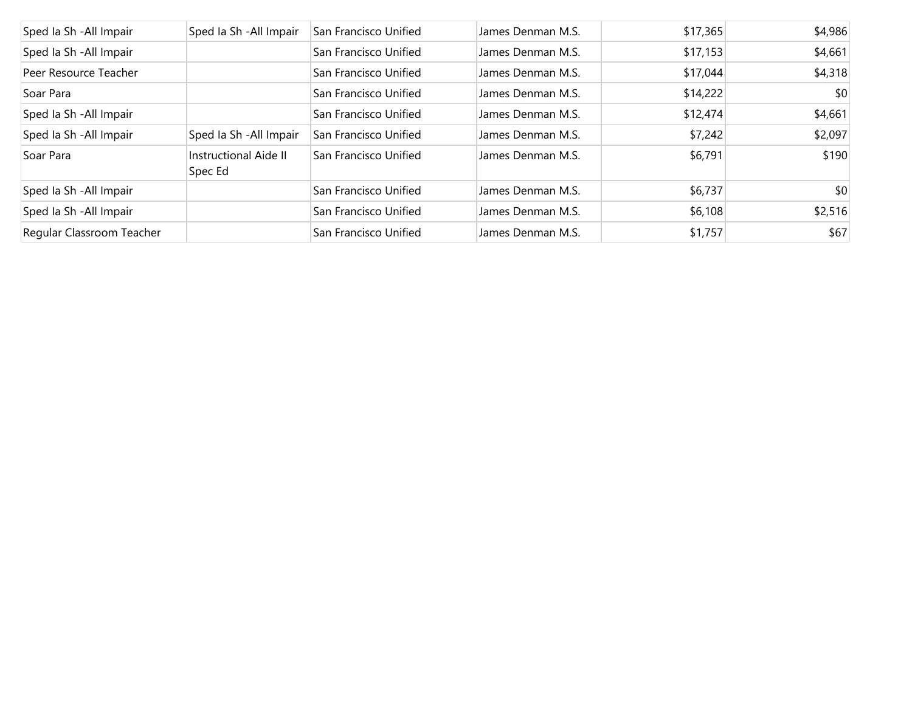| | | | | | |
|---|---|---|---|---|---|
| Sped Ia Sh -All Impair | Sped Ia Sh -All Impair | San Francisco Unified | James Denman M.S. | $17,365 | $4,986 |
| Sped Ia Sh -All Impair | | San Francisco Unified | James Denman M.S. | $17,153 | $4,661 |
| Peer Resource Teacher | | San Francisco Unified | James Denman M.S. | $17,044 | $4,318 |
| Soar Para | | San Francisco Unified | James Denman M.S. | $14,222 | $0 |
| Sped Ia Sh -All Impair | | San Francisco Unified | James Denman M.S. | $12,474 | $4,661 |
| Sped Ia Sh -All Impair | Sped Ia Sh -All Impair | San Francisco Unified | James Denman M.S. | $7,242 | $2,097 |
| Soar Para | Instructional Aide II Spec Ed | San Francisco Unified | James Denman M.S. | $6,791 | $190 |
| Sped Ia Sh -All Impair | | San Francisco Unified | James Denman M.S. | $6,737 | $0 |
| Sped Ia Sh -All Impair | | San Francisco Unified | James Denman M.S. | $6,108 | $2,516 |
| Regular Classroom Teacher | | San Francisco Unified | James Denman M.S. | $1,757 | $67 |